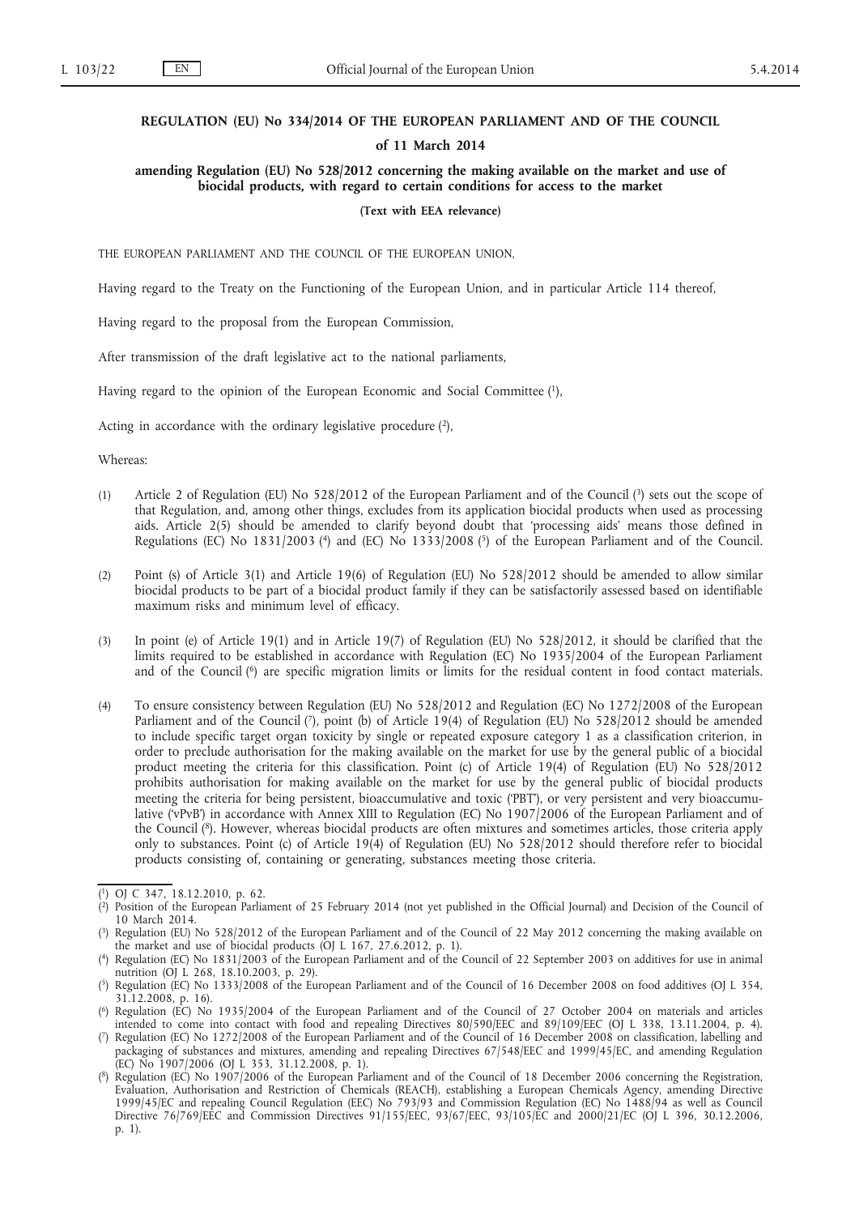**REGULATION (EU) No 334/2014 OF THE EUROPEAN PARLIAMENT AND OF THE COUNCIL**

**of 11 March 2014**

**amending Regulation (EU) No 528/2012 concerning the making available on the market and use of biocidal products, with regard to certain conditions for access to the market**

**(Text with EEA relevance)**

THE EUROPEAN PARLIAMENT AND THE COUNCIL OF THE EUROPEAN UNION,

Having regard to the Treaty on the Functioning of the European Union, and in particular Article 114 thereof,

Having regard to the proposal from the European Commission,

After transmission of the draft legislative act to the national parliaments,

Having regard to the opinion of the European Economic and Social Committee [1],

Acting in accordance with the ordinary legislative procedure [2],

Whereas:

(1) Article 2 of Regulation (EU) No 528/2012 of the European Parliament and of the Council [3] sets out the scope of that Regulation, and, among other things, excludes from its application biocidal products when used as processing aids. Article 2(5) should be amended to clarify beyond doubt that 'processing aids' means those defined in Regulations (EC) No 1831/2003 [4] and (EC) No 1333/2008 [5] of the European Parliament and of the Council.

(2) Point (s) of Article 3(1) and Article 19(6) of Regulation (EU) No 528/2012 should be amended to allow similar biocidal products to be part of a biocidal product family if they can be satisfactorily assessed based on identifiable maximum risks and minimum level of efficacy.

(3) In point (e) of Article 19(1) and in Article 19(7) of Regulation (EU) No 528/2012, it should be clarified that the limits required to be established in accordance with Regulation (EC) No 1935/2004 of the European Parliament and of the Council [6] are specific migration limits or limits for the residual content in food contact materials.

(4) To ensure consistency between Regulation (EU) No 528/2012 and Regulation (EC) No 1272/2008 of the European Parliament and of the Council [7], point (b) of Article 19(4) of Regulation (EU) No 528/2012 should be amended to include specific target organ toxicity by single or repeated exposure category 1 as a classification criterion, in order to preclude authorisation for the making available on the market for use by the general public of a biocidal product meeting the criteria for this classification. Point (c) of Article 19(4) of Regulation (EU) No 528/2012 prohibits authorisation for making available on the market for use by the general public of biocidal products meeting the criteria for being persistent, bioaccumulative and toxic ('PBT'), or very persistent and very bioaccumulative ('vPvB') in accordance with Annex XIII to Regulation (EC) No 1907/2006 of the European Parliament and of the Council [8]. However, whereas biocidal products are often mixtures and sometimes articles, those criteria apply only to substances. Point (c) of Article 19(4) of Regulation (EU) No 528/2012 should therefore refer to biocidal products consisting of, containing or generating, substances meeting those criteria.

---

[1] OJ C 347, 18.12.2010, p. 62.

[2] Position of the European Parliament of 25 February 2014 (not yet published in the Official Journal) and Decision of the Council of 10 March 2014.

[3] Regulation (EU) No 528/2012 of the European Parliament and of the Council of 22 May 2012 concerning the making available on the market and use of biocidal products (OJ L 167, 27.6.2012, p. 1).

[4] Regulation (EC) No 1831/2003 of the European Parliament and of the Council of 22 September 2003 on additives for use in animal nutrition (OJ L 268, 18.10.2003, p. 29).

[5] Regulation (EC) No 1333/2008 of the European Parliament and of the Council of 16 December 2008 on food additives (OJ L 354, 31.12.2008, p. 16).

[6] Regulation (EC) No 1935/2004 of the European Parliament and of the Council of 27 October 2004 on materials and articles intended to come into contact with food and repealing Directives 80/590/EEC and 89/109/EEC (OJ L 338, 13.11.2004, p. 4).

[7] Regulation (EC) No 1272/2008 of the European Parliament and of the Council of 16 December 2008 on classification, labelling and packaging of substances and mixtures, amending and repealing Directives 67/548/EEC and 1999/45/EC, and amending Regulation (EC) No 1907/2006 (OJ L 353, 31.12.2008, p. 1).

[8] Regulation (EC) No 1907/2006 of the European Parliament and of the Council of 18 December 2006 concerning the Registration, Evaluation, Authorisation and Restriction of Chemicals (REACH), establishing a European Chemicals Agency, amending Directive 1999/45/EC and repealing Council Regulation (EEC) No 793/93 and Commission Regulation (EC) No 1488/94 as well as Council Directive 76/769/EEC and Commission Directives 91/155/EEC, 93/67/EEC, 93/105/EC and 2000/21/EC (OJ L 396, 30.12.2006, p. 1).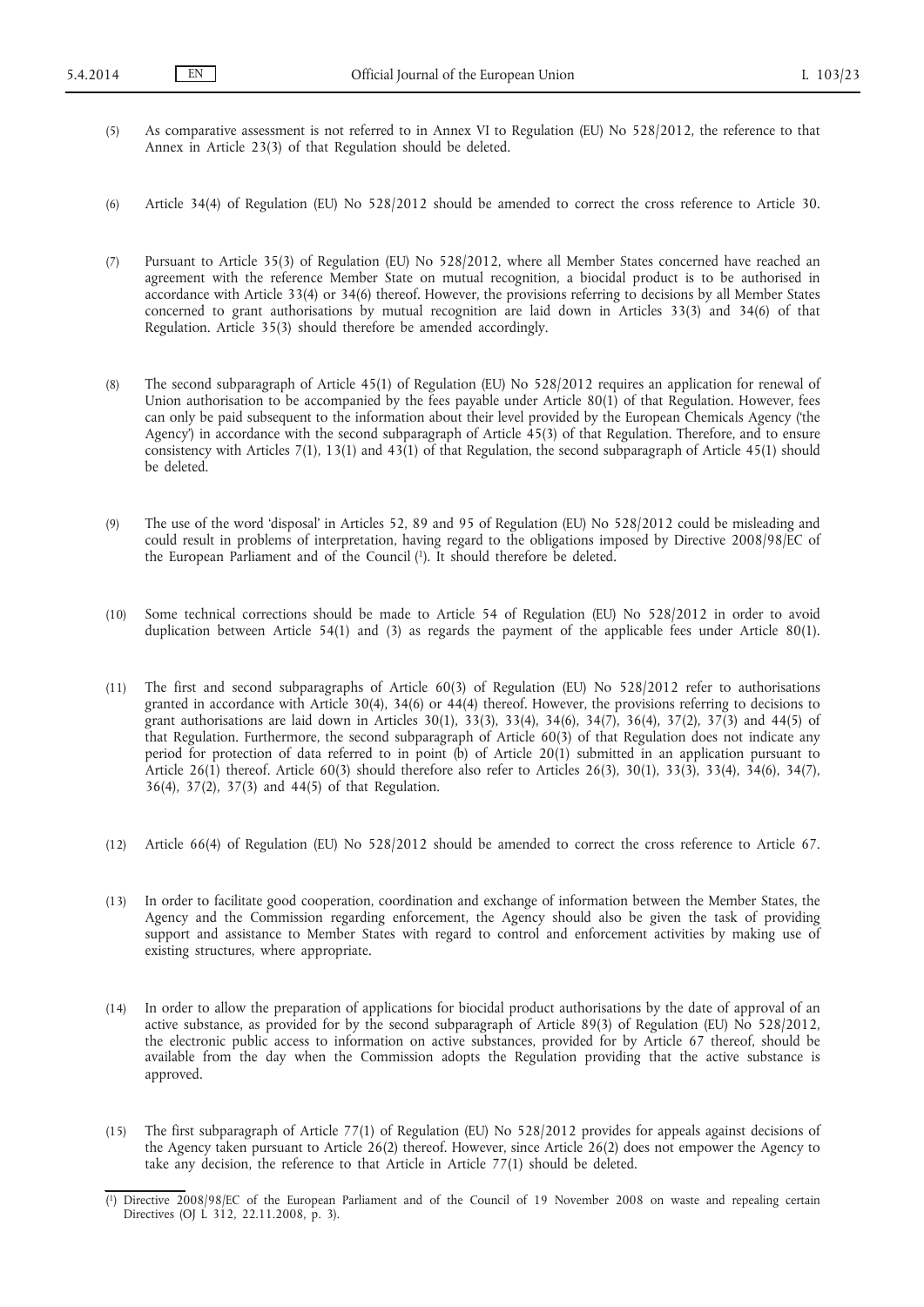(5) As comparative assessment is not referred to in Annex VI to Regulation (EU) No 528/2012, the reference to that Annex in Article 23(3) of that Regulation should be deleted.

(6) Article 34(4) of Regulation (EU) No 528/2012 should be amended to correct the cross reference to Article 30.

(7) Pursuant to Article 35(3) of Regulation (EU) No 528/2012, where all Member States concerned have reached an agreement with the reference Member State on mutual recognition, a biocidal product is to be authorised in accordance with Article 33(4) or 34(6) thereof. However, the provisions referring to decisions by all Member States concerned to grant authorisations by mutual recognition are laid down in Articles 33(3) and 34(6) of that Regulation. Article 35(3) should therefore be amended accordingly.

(8) The second subparagraph of Article 45(1) of Regulation (EU) No 528/2012 requires an application for renewal of Union authorisation to be accompanied by the fees payable under Article 80(1) of that Regulation. However, fees can only be paid subsequent to the information about their level provided by the European Chemicals Agency ('the Agency') in accordance with the second subparagraph of Article 45(3) of that Regulation. Therefore, and to ensure consistency with Articles 7(1), 13(1) and 43(1) of that Regulation, the second subparagraph of Article 45(1) should be deleted.

(9) The use of the word 'disposal' in Articles 52, 89 and 95 of Regulation (EU) No 528/2012 could be misleading and could result in problems of interpretation, having regard to the obligations imposed by Directive 2008/98/EC of the European Parliament and of the Council [1]. It should therefore be deleted.

(10) Some technical corrections should be made to Article 54 of Regulation (EU) No 528/2012 in order to avoid duplication between Article 54(1) and (3) as regards the payment of the applicable fees under Article 80(1).

(11) The first and second subparagraphs of Article 60(3) of Regulation (EU) No 528/2012 refer to authorisations granted in accordance with Article 30(4), 34(6) or 44(4) thereof. However, the provisions referring to decisions to grant authorisations are laid down in Articles 30(1), 33(3), 33(4), 34(6), 34(7), 36(4), 37(2), 37(3) and 44(5) of that Regulation. Furthermore, the second subparagraph of Article 60(3) of that Regulation does not indicate any period for protection of data referred to in point (b) of Article 20(1) submitted in an application pursuant to Article 26(1) thereof. Article 60(3) should therefore also refer to Articles 26(3), 30(1), 33(3), 33(4), 34(6), 34(7), 36(4), 37(2), 37(3) and 44(5) of that Regulation.

(12) Article 66(4) of Regulation (EU) No 528/2012 should be amended to correct the cross reference to Article 67.

(13) In order to facilitate good cooperation, coordination and exchange of information between the Member States, the Agency and the Commission regarding enforcement, the Agency should also be given the task of providing support and assistance to Member States with regard to control and enforcement activities by making use of existing structures, where appropriate.

(14) In order to allow the preparation of applications for biocidal product authorisations by the date of approval of an active substance, as provided for by the second subparagraph of Article 89(3) of Regulation (EU) No 528/2012, the electronic public access to information on active substances, provided for by Article 67 thereof, should be available from the day when the Commission adopts the Regulation providing that the active substance is approved.

(15) The first subparagraph of Article 77(1) of Regulation (EU) No 528/2012 provides for appeals against decisions of the Agency taken pursuant to Article 26(2) thereof. However, since Article 26(2) does not empower the Agency to take any decision, the reference to that Article in Article 77(1) should be deleted.

---

[1] Directive 2008/98/EC of the European Parliament and of the Council of 19 November 2008 on waste and repealing certain Directives (OJ L 312, 22.11.2008, p. 3).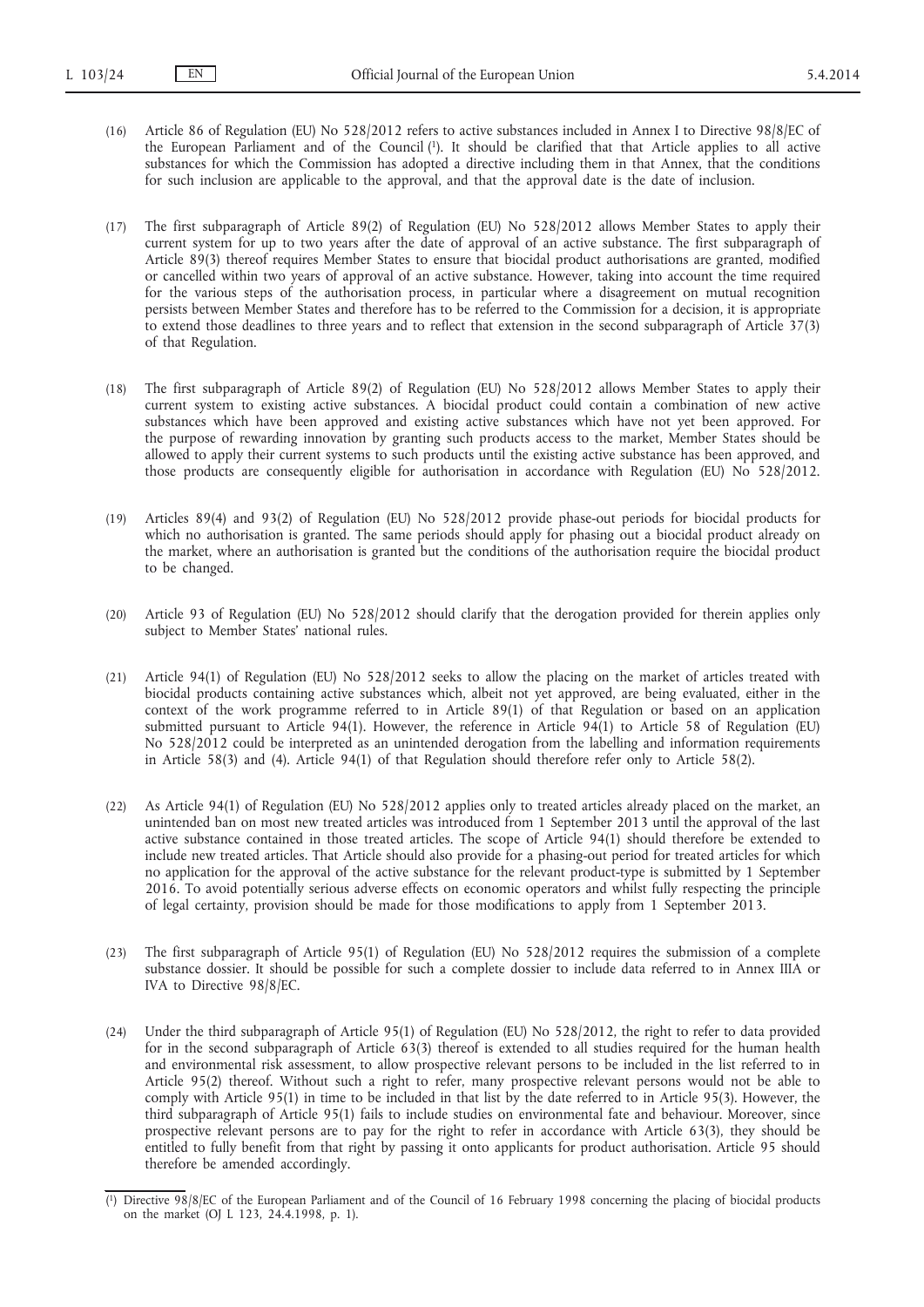(16) Article 86 of Regulation (EU) No 528/2012 refers to active substances included in Annex I to Directive 98/8/EC of the European Parliament and of the Council [1]. It should be clarified that that Article applies to all active substances for which the Commission has adopted a directive including them in that Annex, that the conditions for such inclusion are applicable to the approval, and that the approval date is the date of inclusion.

(17) The first subparagraph of Article 89(2) of Regulation (EU) No 528/2012 allows Member States to apply their current system for up to two years after the date of approval of an active substance. The first subparagraph of Article 89(3) thereof requires Member States to ensure that biocidal product authorisations are granted, modified or cancelled within two years of approval of an active substance. However, taking into account the time required for the various steps of the authorisation process, in particular where a disagreement on mutual recognition persists between Member States and therefore has to be referred to the Commission for a decision, it is appropriate to extend those deadlines to three years and to reflect that extension in the second subparagraph of Article 37(3) of that Regulation.

(18) The first subparagraph of Article 89(2) of Regulation (EU) No 528/2012 allows Member States to apply their current system to existing active substances. A biocidal product could contain a combination of new active substances which have been approved and existing active substances which have not yet been approved. For the purpose of rewarding innovation by granting such products access to the market, Member States should be allowed to apply their current systems to such products until the existing active substance has been approved, and those products are consequently eligible for authorisation in accordance with Regulation (EU) No 528/2012.

(19) Articles 89(4) and 93(2) of Regulation (EU) No 528/2012 provide phase-out periods for biocidal products for which no authorisation is granted. The same periods should apply for phasing out a biocidal product already on the market, where an authorisation is granted but the conditions of the authorisation require the biocidal product to be changed.

(20) Article 93 of Regulation (EU) No 528/2012 should clarify that the derogation provided for therein applies only subject to Member States' national rules.

(21) Article 94(1) of Regulation (EU) No 528/2012 seeks to allow the placing on the market of articles treated with biocidal products containing active substances which, albeit not yet approved, are being evaluated, either in the context of the work programme referred to in Article 89(1) of that Regulation or based on an application submitted pursuant to Article 94(1). However, the reference in Article 94(1) to Article 58 of Regulation (EU) No 528/2012 could be interpreted as an unintended derogation from the labelling and information requirements in Article 58(3) and (4). Article 94(1) of that Regulation should therefore refer only to Article 58(2).

(22) As Article 94(1) of Regulation (EU) No 528/2012 applies only to treated articles already placed on the market, an unintended ban on most new treated articles was introduced from 1 September 2013 until the approval of the last active substance contained in those treated articles. The scope of Article 94(1) should therefore be extended to include new treated articles. That Article should also provide for a phasing-out period for treated articles for which no application for the approval of the active substance for the relevant product-type is submitted by 1 September 2016. To avoid potentially serious adverse effects on economic operators and whilst fully respecting the principle of legal certainty, provision should be made for those modifications to apply from 1 September 2013.

(23) The first subparagraph of Article 95(1) of Regulation (EU) No 528/2012 requires the submission of a complete substance dossier. It should be possible for such a complete dossier to include data referred to in Annex IIIA or IVA to Directive 98/8/EC.

(24) Under the third subparagraph of Article 95(1) of Regulation (EU) No 528/2012, the right to refer to data provided for in the second subparagraph of Article 63(3) thereof is extended to all studies required for the human health and environmental risk assessment, to allow prospective relevant persons to be included in the list referred to in Article 95(2) thereof. Without such a right to refer, many prospective relevant persons would not be able to comply with Article 95(1) in time to be included in that list by the date referred to in Article 95(3). However, the third subparagraph of Article 95(1) fails to include studies on environmental fate and behaviour. Moreover, since prospective relevant persons are to pay for the right to refer in accordance with Article 63(3), they should be entitled to fully benefit from that right by passing it onto applicants for product authorisation. Article 95 should therefore be amended accordingly.

[1] Directive 98/8/EC of the European Parliament and of the Council of 16 February 1998 concerning the placing of biocidal products on the market (OJ L 123, 24.4.1998, p. 1).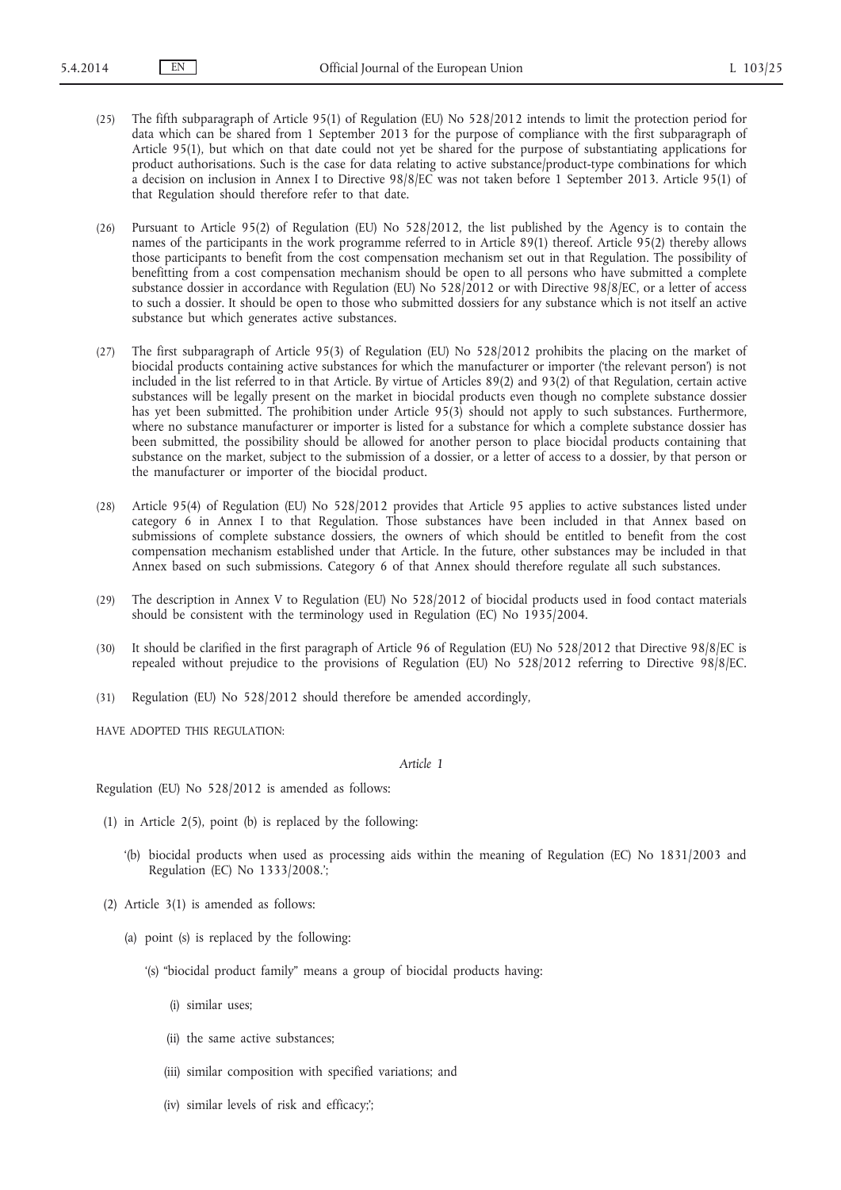(25) The fifth subparagraph of Article 95(1) of Regulation (EU) No 528/2012 intends to limit the protection period for data which can be shared from 1 September 2013 for the purpose of compliance with the first subparagraph of Article 95(1), but which on that date could not yet be shared for the purpose of substantiating applications for product authorisations. Such is the case for data relating to active substance/product-type combinations for which a decision on inclusion in Annex I to Directive 98/8/EC was not taken before 1 September 2013. Article 95(1) of that Regulation should therefore refer to that date.

(26) Pursuant to Article 95(2) of Regulation (EU) No 528/2012, the list published by the Agency is to contain the names of the participants in the work programme referred to in Article 89(1) thereof. Article 95(2) thereby allows those participants to benefit from the cost compensation mechanism set out in that Regulation. The possibility of benefitting from a cost compensation mechanism should be open to all persons who have submitted a complete substance dossier in accordance with Regulation (EU) No 528/2012 or with Directive 98/8/EC, or a letter of access to such a dossier. It should be open to those who submitted dossiers for any substance which is not itself an active substance but which generates active substances.

(27) The first subparagraph of Article 95(3) of Regulation (EU) No 528/2012 prohibits the placing on the market of biocidal products containing active substances for which the manufacturer or importer ('the relevant person') is not included in the list referred to in that Article. By virtue of Articles 89(2) and 93(2) of that Regulation, certain active substances will be legally present on the market in biocidal products even though no complete substance dossier has yet been submitted. The prohibition under Article 95(3) should not apply to such substances. Furthermore, where no substance manufacturer or importer is listed for a substance for which a complete substance dossier has been submitted, the possibility should be allowed for another person to place biocidal products containing that substance on the market, subject to the submission of a dossier, or a letter of access to a dossier, by that person or the manufacturer or importer of the biocidal product.

(28) Article 95(4) of Regulation (EU) No 528/2012 provides that Article 95 applies to active substances listed under category 6 in Annex I to that Regulation. Those substances have been included in that Annex based on submissions of complete substance dossiers, the owners of which should be entitled to benefit from the cost compensation mechanism established under that Article. In the future, other substances may be included in that Annex based on such submissions. Category 6 of that Annex should therefore regulate all such substances.

(29) The description in Annex V to Regulation (EU) No 528/2012 of biocidal products used in food contact materials should be consistent with the terminology used in Regulation (EC) No 1935/2004.

(30) It should be clarified in the first paragraph of Article 96 of Regulation (EU) No 528/2012 that Directive 98/8/EC is repealed without prejudice to the provisions of Regulation (EU) No 528/2012 referring to Directive 98/8/EC.

(31) Regulation (EU) No 528/2012 should therefore be amended accordingly,

HAVE ADOPTED THIS REGULATION:

*Article 1*

Regulation (EU) No 528/2012 is amended as follows:

(1) in Article 2(5), point (b) is replaced by the following:

'(b) biocidal products when used as processing aids within the meaning of Regulation (EC) No 1831/2003 and Regulation (EC) No 1333/2008.';

(2) Article 3(1) is amended as follows:

(a) point (s) is replaced by the following:

'(s) "biocidal product family" means a group of biocidal products having:

(i) similar uses;

(ii) the same active substances;

(iii) similar composition with specified variations; and

(iv) similar levels of risk and efficacy;';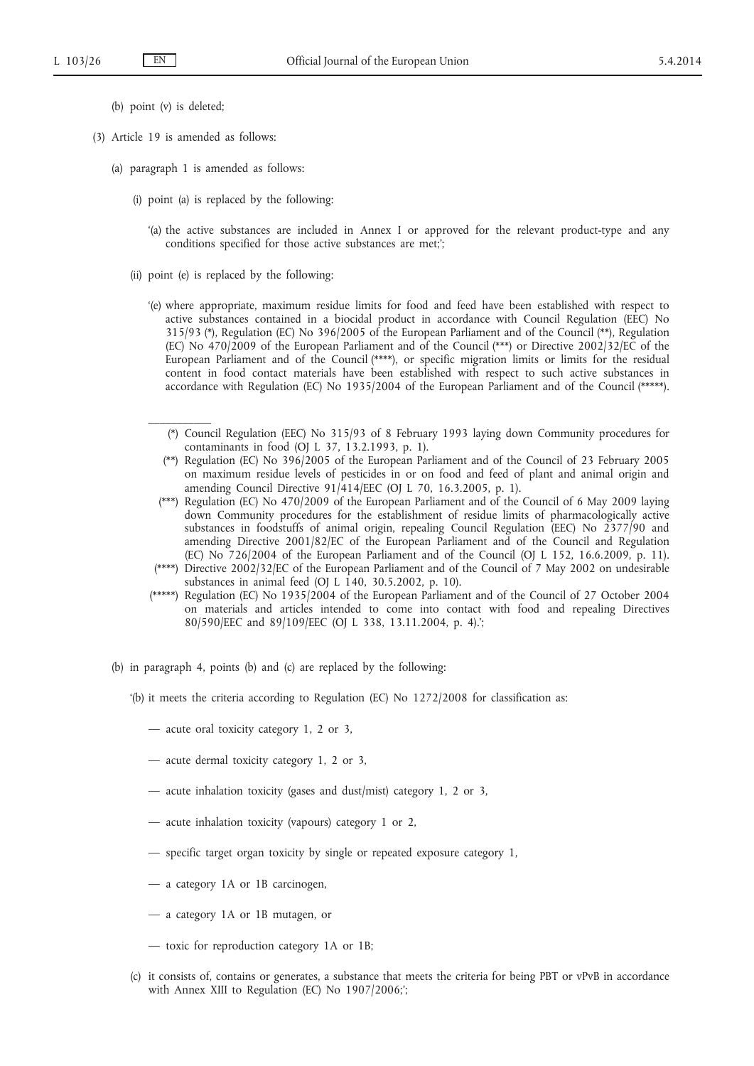(b) point (v) is deleted;

(3) Article 19 is amended as follows:

(a) paragraph 1 is amended as follows:

(i) point (a) is replaced by the following:

'(a) the active substances are included in Annex I or approved for the relevant product-type and any conditions specified for those active substances are met;';

(ii) point (e) is replaced by the following:

'(e) where appropriate, maximum residue limits for food and feed have been established with respect to active substances contained in a biocidal product in accordance with Council Regulation (EEC) No 315/93 (*), Regulation (EC) No 396/2005 of the European Parliament and of the Council (**), Regulation (EC) No 470/2009 of the European Parliament and of the Council (***) or Directive 2002/32/EC of the European Parliament and of the Council (****), or specific migration limits or limits for the residual content in food contact materials have been established with respect to such active substances in accordance with Regulation (EC) No 1935/2004 of the European Parliament and of the Council (*****).

---

(*) Council Regulation (EEC) No 315/93 of 8 February 1993 laying down Community procedures for contaminants in food (OJ L 37, 13.2.1993, p. 1).

(**) Regulation (EC) No 396/2005 of the European Parliament and of the Council of 23 February 2005 on maximum residue levels of pesticides in or on food and feed of plant and animal origin and amending Council Directive 91/414/EEC (OJ L 70, 16.3.2005, p. 1).

(***) Regulation (EC) No 470/2009 of the European Parliament and of the Council of 6 May 2009 laying down Community procedures for the establishment of residue limits of pharmacologically active substances in foodstuffs of animal origin, repealing Council Regulation (EEC) No 2377/90 and amending Directive 2001/82/EC of the European Parliament and of the Council and Regulation (EC) No 726/2004 of the European Parliament and of the Council (OJ L 152, 16.6.2009, p. 11).

(****) Directive 2002/32/EC of the European Parliament and of the Council of 7 May 2002 on undesirable substances in animal feed (OJ L 140, 30.5.2002, p. 10).

(*****) Regulation (EC) No 1935/2004 of the European Parliament and of the Council of 27 October 2004 on materials and articles intended to come into contact with food and repealing Directives 80/590/EEC and 89/109/EEC (OJ L 338, 13.11.2004, p. 4).';

(b) in paragraph 4, points (b) and (c) are replaced by the following:

'(b) it meets the criteria according to Regulation (EC) No 1272/2008 for classification as:

— acute oral toxicity category 1, 2 or 3,

— acute dermal toxicity category 1, 2 or 3,

— acute inhalation toxicity (gases and dust/mist) category 1, 2 or 3,

— acute inhalation toxicity (vapours) category 1 or 2,

— specific target organ toxicity by single or repeated exposure category 1,

— a category 1A or 1B carcinogen,

— a category 1A or 1B mutagen, or

— toxic for reproduction category 1A or 1B;

(c) it consists of, contains or generates, a substance that meets the criteria for being PBT or vPvB in accordance with Annex XIII to Regulation (EC) No 1907/2006;';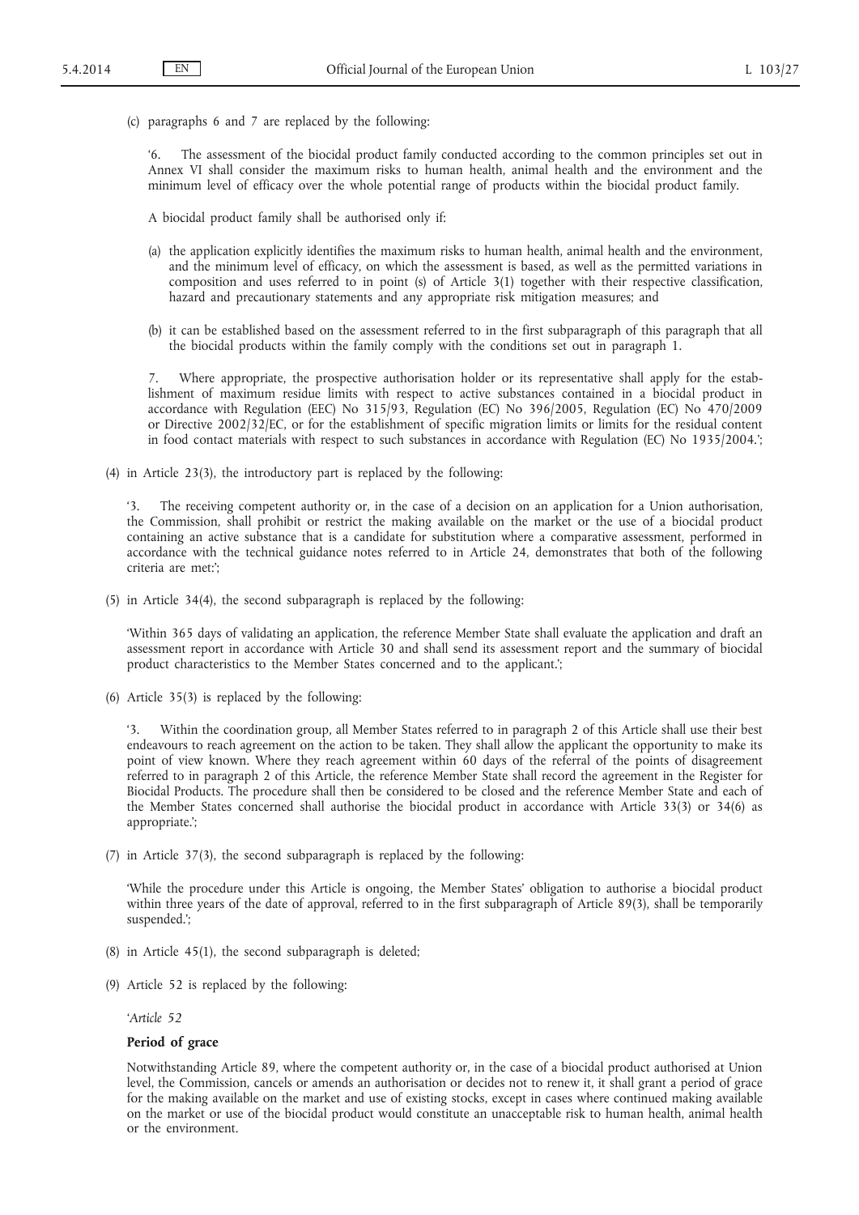(c) paragraphs 6 and 7 are replaced by the following:

'6. The assessment of the biocidal product family conducted according to the common principles set out in Annex VI shall consider the maximum risks to human health, animal health and the environment and the minimum level of efficacy over the whole potential range of products within the biocidal product family.

A biocidal product family shall be authorised only if:

(a) the application explicitly identifies the maximum risks to human health, animal health and the environment, and the minimum level of efficacy, on which the assessment is based, as well as the permitted variations in composition and uses referred to in point (s) of Article 3(1) together with their respective classification, hazard and precautionary statements and any appropriate risk mitigation measures; and

(b) it can be established based on the assessment referred to in the first subparagraph of this paragraph that all the biocidal products within the family comply with the conditions set out in paragraph 1.

7. Where appropriate, the prospective authorisation holder or its representative shall apply for the establishment of maximum residue limits with respect to active substances contained in a biocidal product in accordance with Regulation (EEC) No 315/93, Regulation (EC) No 396/2005, Regulation (EC) No 470/2009 or Directive 2002/32/EC, or for the establishment of specific migration limits or limits for the residual content in food contact materials with respect to such substances in accordance with Regulation (EC) No 1935/2004.';

(4) in Article 23(3), the introductory part is replaced by the following:

'3. The receiving competent authority or, in the case of a decision on an application for a Union authorisation, the Commission, shall prohibit or restrict the making available on the market or the use of a biocidal product containing an active substance that is a candidate for substitution where a comparative assessment, performed in accordance with the technical guidance notes referred to in Article 24, demonstrates that both of the following criteria are met:';

(5) in Article 34(4), the second subparagraph is replaced by the following:

'Within 365 days of validating an application, the reference Member State shall evaluate the application and draft an assessment report in accordance with Article 30 and shall send its assessment report and the summary of biocidal product characteristics to the Member States concerned and to the applicant.';

(6) Article 35(3) is replaced by the following:

'3. Within the coordination group, all Member States referred to in paragraph 2 of this Article shall use their best endeavours to reach agreement on the action to be taken. They shall allow the applicant the opportunity to make its point of view known. Where they reach agreement within 60 days of the referral of the points of disagreement referred to in paragraph 2 of this Article, the reference Member State shall record the agreement in the Register for Biocidal Products. The procedure shall then be considered to be closed and the reference Member State and each of the Member States concerned shall authorise the biocidal product in accordance with Article 33(3) or 34(6) as appropriate.';

(7) in Article 37(3), the second subparagraph is replaced by the following:

'While the procedure under this Article is ongoing, the Member States' obligation to authorise a biocidal product within three years of the date of approval, referred to in the first subparagraph of Article 89(3), shall be temporarily suspended.';

(8) in Article 45(1), the second subparagraph is deleted;

(9) Article 52 is replaced by the following:

'*Article 52*

**Period of grace**

Notwithstanding Article 89, where the competent authority or, in the case of a biocidal product authorised at Union level, the Commission, cancels or amends an authorisation or decides not to renew it, it shall grant a period of grace for the making available on the market and use of existing stocks, except in cases where continued making available on the market or use of the biocidal product would constitute an unacceptable risk to human health, animal health or the environment.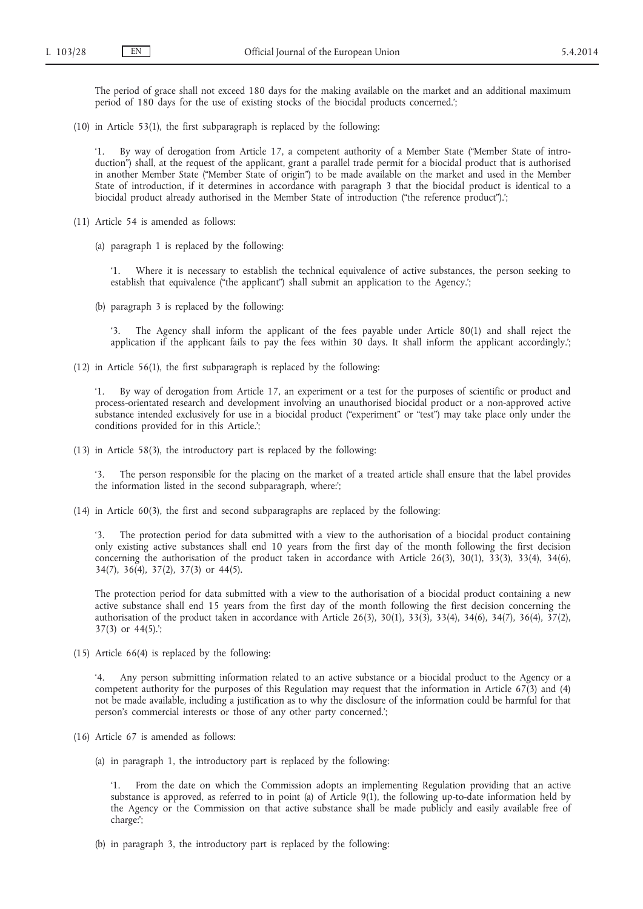The period of grace shall not exceed 180 days for the making available on the market and an additional maximum period of 180 days for the use of existing stocks of the biocidal products concerned.';

(10) in Article 53(1), the first subparagraph is replaced by the following:

'1. By way of derogation from Article 17, a competent authority of a Member State ("Member State of introduction") shall, at the request of the applicant, grant a parallel trade permit for a biocidal product that is authorised in another Member State ("Member State of origin") to be made available on the market and used in the Member State of introduction, if it determines in accordance with paragraph 3 that the biocidal product is identical to a biocidal product already authorised in the Member State of introduction ("the reference product").';

(11) Article 54 is amended as follows:

(a) paragraph 1 is replaced by the following:

'1. Where it is necessary to establish the technical equivalence of active substances, the person seeking to establish that equivalence ("the applicant") shall submit an application to the Agency.';

(b) paragraph 3 is replaced by the following:

'3. The Agency shall inform the applicant of the fees payable under Article 80(1) and shall reject the application if the applicant fails to pay the fees within 30 days. It shall inform the applicant accordingly.';

(12) in Article 56(1), the first subparagraph is replaced by the following:

'1. By way of derogation from Article 17, an experiment or a test for the purposes of scientific or product and process-orientated research and development involving an unauthorised biocidal product or a non-approved active substance intended exclusively for use in a biocidal product ("experiment" or "test") may take place only under the conditions provided for in this Article.';

(13) in Article 58(3), the introductory part is replaced by the following:

'3. The person responsible for the placing on the market of a treated article shall ensure that the label provides the information listed in the second subparagraph, where:';

(14) in Article 60(3), the first and second subparagraphs are replaced by the following:

'3. The protection period for data submitted with a view to the authorisation of a biocidal product containing only existing active substances shall end 10 years from the first day of the month following the first decision concerning the authorisation of the product taken in accordance with Article 26(3), 30(1), 33(3), 33(4), 34(6), 34(7), 36(4), 37(2), 37(3) or 44(5).

The protection period for data submitted with a view to the authorisation of a biocidal product containing a new active substance shall end 15 years from the first day of the month following the first decision concerning the authorisation of the product taken in accordance with Article 26(3), 30(1), 33(3), 33(4), 34(6), 34(7), 36(4), 37(2), 37(3) or 44(5).';

(15) Article 66(4) is replaced by the following:

'4. Any person submitting information related to an active substance or a biocidal product to the Agency or a competent authority for the purposes of this Regulation may request that the information in Article 67(3) and (4) not be made available, including a justification as to why the disclosure of the information could be harmful for that person's commercial interests or those of any other party concerned.';

(16) Article 67 is amended as follows:

(a) in paragraph 1, the introductory part is replaced by the following:

'1. From the date on which the Commission adopts an implementing Regulation providing that an active substance is approved, as referred to in point (a) of Article 9(1), the following up-to-date information held by the Agency or the Commission on that active substance shall be made publicly and easily available free of charge:';

(b) in paragraph 3, the introductory part is replaced by the following: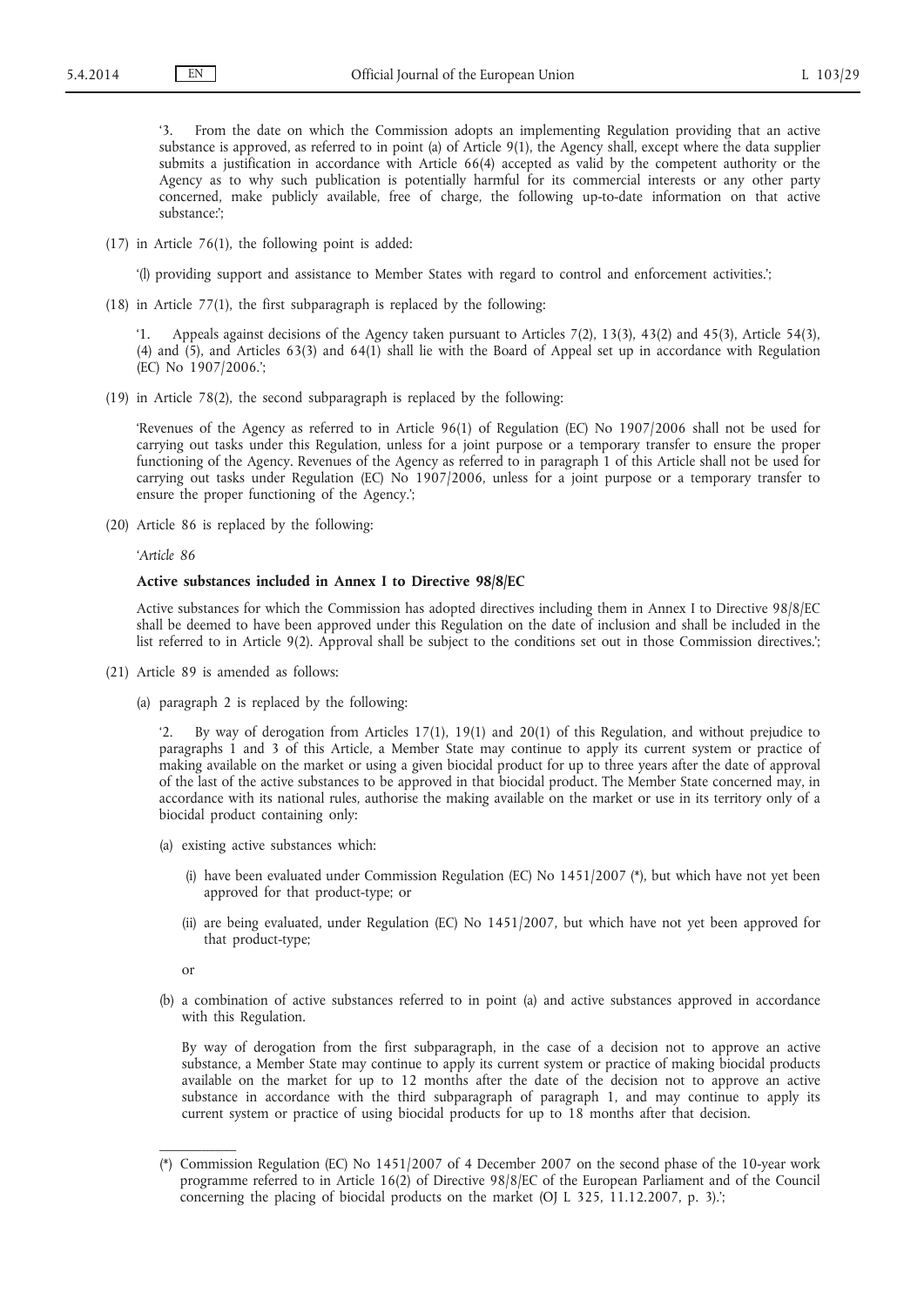'3. From the date on which the Commission adopts an implementing Regulation providing that an active substance is approved, as referred to in point (a) of Article 9(1), the Agency shall, except where the data supplier submits a justification in accordance with Article 66(4) accepted as valid by the competent authority or the Agency as to why such publication is potentially harmful for its commercial interests or any other party concerned, make publicly available, free of charge, the following up-to-date information on that active substance:';

(17) in Article 76(1), the following point is added:

'(l) providing support and assistance to Member States with regard to control and enforcement activities.';

(18) in Article 77(1), the first subparagraph is replaced by the following:

'1. Appeals against decisions of the Agency taken pursuant to Articles 7(2), 13(3), 43(2) and 45(3), Article 54(3), (4) and (5), and Articles 63(3) and 64(1) shall lie with the Board of Appeal set up in accordance with Regulation (EC) No 1907/2006.';

(19) in Article 78(2), the second subparagraph is replaced by the following:

'Revenues of the Agency as referred to in Article 96(1) of Regulation (EC) No 1907/2006 shall not be used for carrying out tasks under this Regulation, unless for a joint purpose or a temporary transfer to ensure the proper functioning of the Agency. Revenues of the Agency as referred to in paragraph 1 of this Article shall not be used for carrying out tasks under Regulation (EC) No 1907/2006, unless for a joint purpose or a temporary transfer to ensure the proper functioning of the Agency.';

(20) Article 86 is replaced by the following:

'*Article 86*

**Active substances included in Annex I to Directive 98/8/EC**

Active substances for which the Commission has adopted directives including them in Annex I to Directive 98/8/EC shall be deemed to have been approved under this Regulation on the date of inclusion and shall be included in the list referred to in Article 9(2). Approval shall be subject to the conditions set out in those Commission directives.';

(21) Article 89 is amended as follows:

(a) paragraph 2 is replaced by the following:

'2. By way of derogation from Articles 17(1), 19(1) and 20(1) of this Regulation, and without prejudice to paragraphs 1 and 3 of this Article, a Member State may continue to apply its current system or practice of making available on the market or using a given biocidal product for up to three years after the date of approval of the last of the active substances to be approved in that biocidal product. The Member State concerned may, in accordance with its national rules, authorise the making available on the market or use in its territory only of a biocidal product containing only:

(a) existing active substances which:

(i) have been evaluated under Commission Regulation (EC) No 1451/2007 (*), but which have not yet been approved for that product-type; or

(ii) are being evaluated, under Regulation (EC) No 1451/2007, but which have not yet been approved for that product-type;

or

(b) a combination of active substances referred to in point (a) and active substances approved in accordance with this Regulation.

By way of derogation from the first subparagraph, in the case of a decision not to approve an active substance, a Member State may continue to apply its current system or practice of making biocidal products available on the market for up to 12 months after the date of the decision not to approve an active substance in accordance with the third subparagraph of paragraph 1, and may continue to apply its current system or practice of using biocidal products for up to 18 months after that decision.

---

(*) Commission Regulation (EC) No 1451/2007 of 4 December 2007 on the second phase of the 10-year work programme referred to in Article 16(2) of Directive 98/8/EC of the European Parliament and of the Council concerning the placing of biocidal products on the market (OJ L 325, 11.12.2007, p. 3).';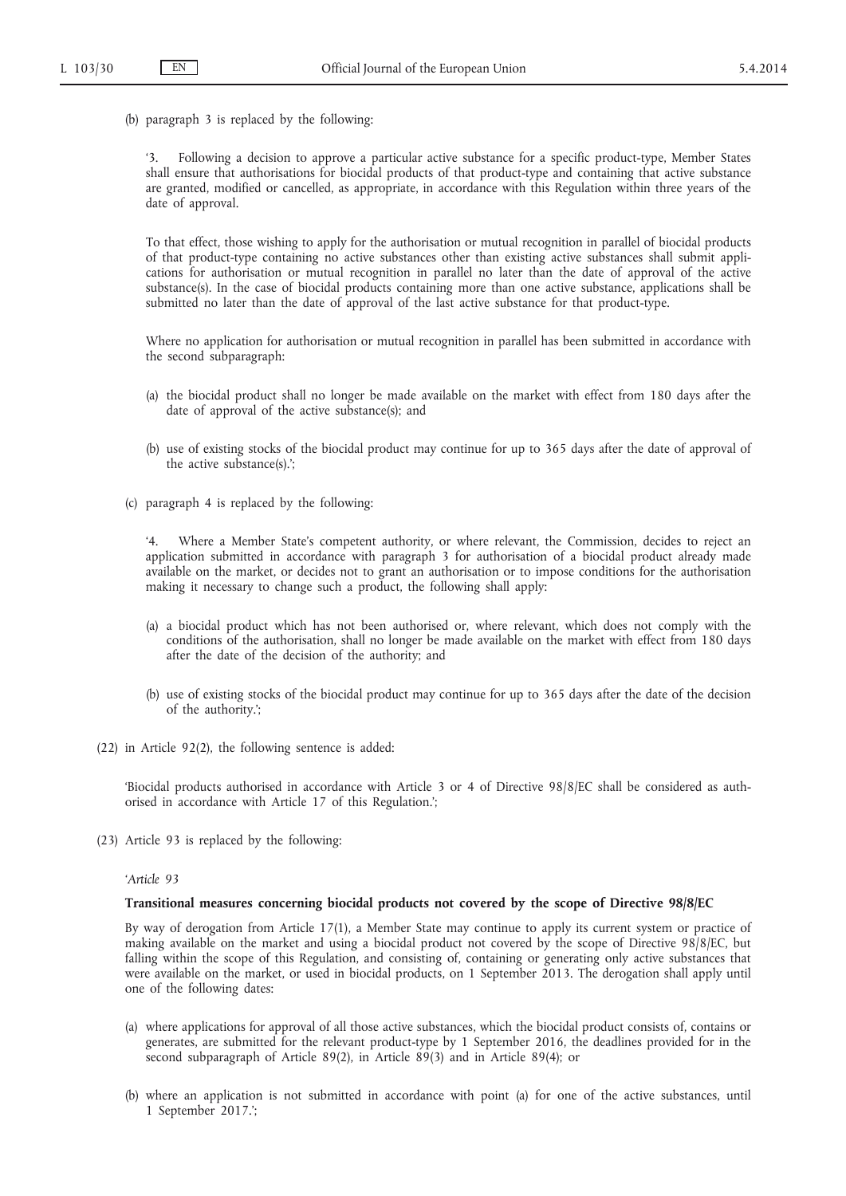(b) paragraph 3 is replaced by the following:

'3. Following a decision to approve a particular active substance for a specific product-type, Member States shall ensure that authorisations for biocidal products of that product-type and containing that active substance are granted, modified or cancelled, as appropriate, in accordance with this Regulation within three years of the date of approval.

To that effect, those wishing to apply for the authorisation or mutual recognition in parallel of biocidal products of that product-type containing no active substances other than existing active substances shall submit applications for authorisation or mutual recognition in parallel no later than the date of approval of the active substance(s). In the case of biocidal products containing more than one active substance, applications shall be submitted no later than the date of approval of the last active substance for that product-type.

Where no application for authorisation or mutual recognition in parallel has been submitted in accordance with the second subparagraph:

(a) the biocidal product shall no longer be made available on the market with effect from 180 days after the date of approval of the active substance(s); and

(b) use of existing stocks of the biocidal product may continue for up to 365 days after the date of approval of the active substance(s).';

(c) paragraph 4 is replaced by the following:

'4. Where a Member State's competent authority, or where relevant, the Commission, decides to reject an application submitted in accordance with paragraph 3 for authorisation of a biocidal product already made available on the market, or decides not to grant an authorisation or to impose conditions for the authorisation making it necessary to change such a product, the following shall apply:

(a) a biocidal product which has not been authorised or, where relevant, which does not comply with the conditions of the authorisation, shall no longer be made available on the market with effect from 180 days after the date of the decision of the authority; and

(b) use of existing stocks of the biocidal product may continue for up to 365 days after the date of the decision of the authority.';

(22) in Article 92(2), the following sentence is added:

'Biocidal products authorised in accordance with Article 3 or 4 of Directive 98/8/EC shall be considered as authorised in accordance with Article 17 of this Regulation.';

(23) Article 93 is replaced by the following:

'*Article 93*

**Transitional measures concerning biocidal products not covered by the scope of Directive 98/8/EC**

By way of derogation from Article 17(1), a Member State may continue to apply its current system or practice of making available on the market and using a biocidal product not covered by the scope of Directive 98/8/EC, but falling within the scope of this Regulation, and consisting of, containing or generating only active substances that were available on the market, or used in biocidal products, on 1 September 2013. The derogation shall apply until one of the following dates:

(a) where applications for approval of all those active substances, which the biocidal product consists of, contains or generates, are submitted for the relevant product-type by 1 September 2016, the deadlines provided for in the second subparagraph of Article 89(2), in Article 89(3) and in Article 89(4); or

(b) where an application is not submitted in accordance with point (a) for one of the active substances, until 1 September 2017.';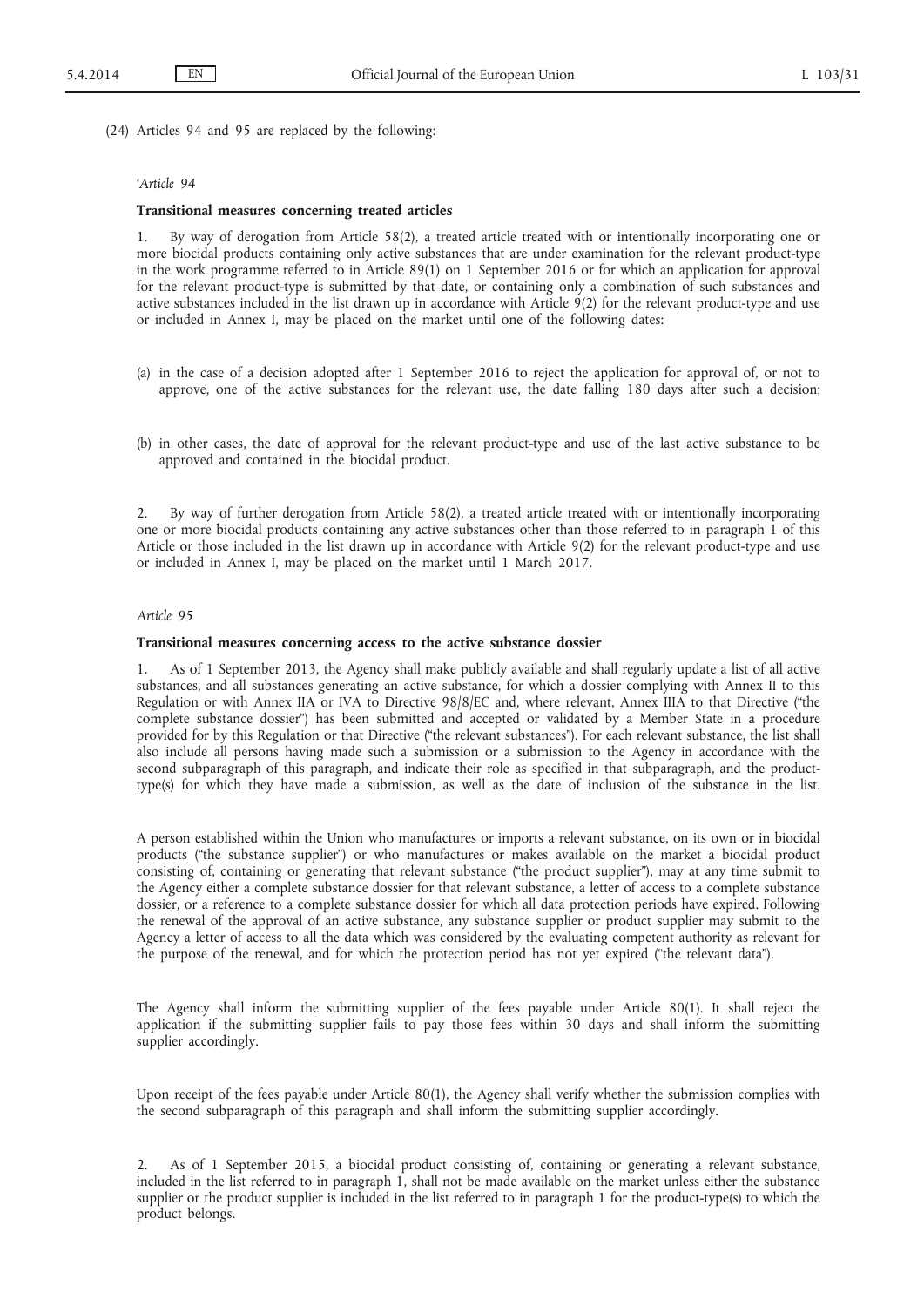(24) Articles 94 and 95 are replaced by the following:

'*Article 94*

**Transitional measures concerning treated articles**

1. By way of derogation from Article 58(2), a treated article treated with or intentionally incorporating one or more biocidal products containing only active substances that are under examination for the relevant product-type in the work programme referred to in Article 89(1) on 1 September 2016 or for which an application for approval for the relevant product-type is submitted by that date, or containing only a combination of such substances and active substances included in the list drawn up in accordance with Article 9(2) for the relevant product-type and use or included in Annex I, may be placed on the market until one of the following dates:

(a) in the case of a decision adopted after 1 September 2016 to reject the application for approval of, or not to approve, one of the active substances for the relevant use, the date falling 180 days after such a decision;

(b) in other cases, the date of approval for the relevant product-type and use of the last active substance to be approved and contained in the biocidal product.

2. By way of further derogation from Article 58(2), a treated article treated with or intentionally incorporating one or more biocidal products containing any active substances other than those referred to in paragraph 1 of this Article or those included in the list drawn up in accordance with Article 9(2) for the relevant product-type and use or included in Annex I, may be placed on the market until 1 March 2017.

*Article 95*

**Transitional measures concerning access to the active substance dossier**

1. As of 1 September 2013, the Agency shall make publicly available and shall regularly update a list of all active substances, and all substances generating an active substance, for which a dossier complying with Annex II to this Regulation or with Annex IIA or IVA to Directive 98/8/EC and, where relevant, Annex IIIA to that Directive ("the complete substance dossier") has been submitted and accepted or validated by a Member State in a procedure provided for by this Regulation or that Directive ("the relevant substances"). For each relevant substance, the list shall also include all persons having made such a submission or a submission to the Agency in accordance with the second subparagraph of this paragraph, and indicate their role as specified in that subparagraph, and the product-type(s) for which they have made a submission, as well as the date of inclusion of the substance in the list.

A person established within the Union who manufactures or imports a relevant substance, on its own or in biocidal products ("the substance supplier") or who manufactures or makes available on the market a biocidal product consisting of, containing or generating that relevant substance ("the product supplier"), may at any time submit to the Agency either a complete substance dossier for that relevant substance, a letter of access to a complete substance dossier, or a reference to a complete substance dossier for which all data protection periods have expired. Following the renewal of the approval of an active substance, any substance supplier or product supplier may submit to the Agency a letter of access to all the data which was considered by the evaluating competent authority as relevant for the purpose of the renewal, and for which the protection period has not yet expired ("the relevant data").

The Agency shall inform the submitting supplier of the fees payable under Article 80(1). It shall reject the application if the submitting supplier fails to pay those fees within 30 days and shall inform the submitting supplier accordingly.

Upon receipt of the fees payable under Article 80(1), the Agency shall verify whether the submission complies with the second subparagraph of this paragraph and shall inform the submitting supplier accordingly.

2. As of 1 September 2015, a biocidal product consisting of, containing or generating a relevant substance, included in the list referred to in paragraph 1, shall not be made available on the market unless either the substance supplier or the product supplier is included in the list referred to in paragraph 1 for the product-type(s) to which the product belongs.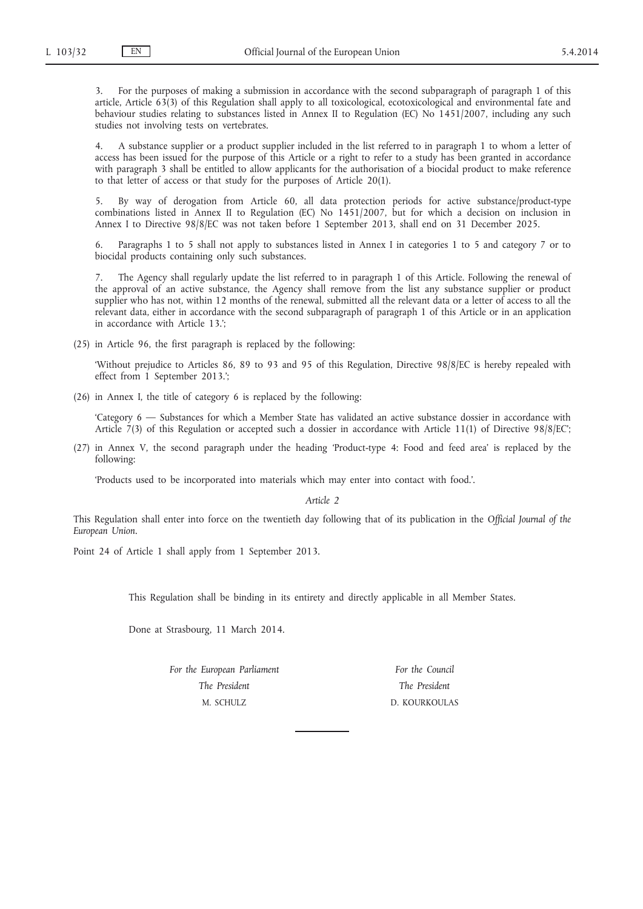3. For the purposes of making a submission in accordance with the second subparagraph of paragraph 1 of this article, Article 63(3) of this Regulation shall apply to all toxicological, ecotoxicological and environmental fate and behaviour studies relating to substances listed in Annex II to Regulation (EC) No 1451/2007, including any such studies not involving tests on vertebrates.

4. A substance supplier or a product supplier included in the list referred to in paragraph 1 to whom a letter of access has been issued for the purpose of this Article or a right to refer to a study has been granted in accordance with paragraph 3 shall be entitled to allow applicants for the authorisation of a biocidal product to make reference to that letter of access or that study for the purposes of Article 20(1).

5. By way of derogation from Article 60, all data protection periods for active substance/product-type combinations listed in Annex II to Regulation (EC) No 1451/2007, but for which a decision on inclusion in Annex I to Directive 98/8/EC was not taken before 1 September 2013, shall end on 31 December 2025.

6. Paragraphs 1 to 5 shall not apply to substances listed in Annex I in categories 1 to 5 and category 7 or to biocidal products containing only such substances.

7. The Agency shall regularly update the list referred to in paragraph 1 of this Article. Following the renewal of the approval of an active substance, the Agency shall remove from the list any substance supplier or product supplier who has not, within 12 months of the renewal, submitted all the relevant data or a letter of access to all the relevant data, either in accordance with the second subparagraph of paragraph 1 of this Article or in an application in accordance with Article 13.';

(25) in Article 96, the first paragraph is replaced by the following:

'Without prejudice to Articles 86, 89 to 93 and 95 of this Regulation, Directive 98/8/EC is hereby repealed with effect from 1 September 2013.';

(26) in Annex I, the title of category 6 is replaced by the following:

'Category 6 — Substances for which a Member State has validated an active substance dossier in accordance with Article 7(3) of this Regulation or accepted such a dossier in accordance with Article 11(1) of Directive 98/8/EC';

(27) in Annex V, the second paragraph under the heading 'Product-type 4: Food and feed area' is replaced by the following:

'Products used to be incorporated into materials which may enter into contact with food.'.

*Article 2*

This Regulation shall enter into force on the twentieth day following that of its publication in the *Official Journal of the European Union*.

Point 24 of Article 1 shall apply from 1 September 2013.

This Regulation shall be binding in its entirety and directly applicable in all Member States.

Done at Strasbourg, 11 March 2014.

| | |
|---|---|
| *For the European Parliament* | *For the Council* |
| *The President* | *The President* |
| M. SCHULZ | D. KOURKOULAS |